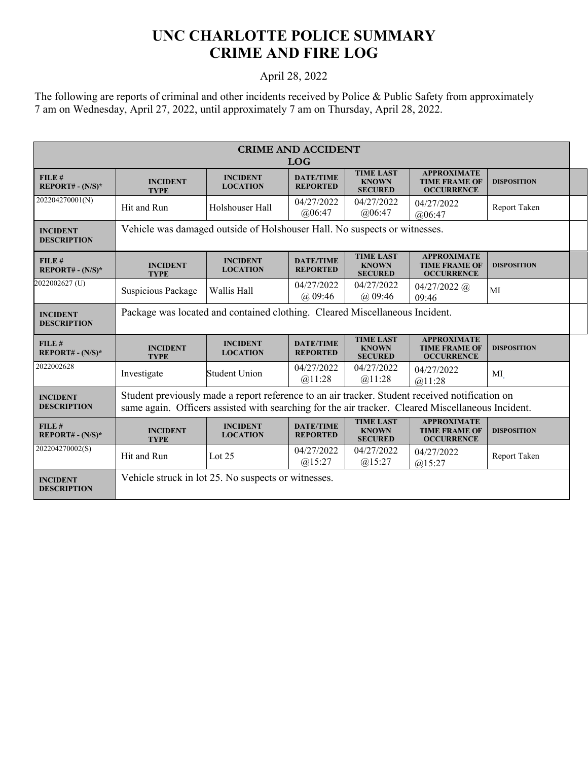# UNC CHARLOTTE POLICE SUMMARY
# CRIME AND FIRE LOG

April 28, 2022

The following are reports of criminal and other incidents received by Police & Public Safety from approximately 7 am on Wednesday, April 27, 2022, until approximately 7 am on Thursday, April 28, 2022.

## CRIME AND ACCIDENT LOG

| FILE # REPORT# - (N/S)* | INCIDENT TYPE | INCIDENT LOCATION | DATE/TIME REPORTED | TIME LAST KNOWN SECURED | APPROXIMATE TIME FRAME OF OCCURRENCE | DISPOSITION |
|---|---|---|---|---|---|---|
| 202204270001(N) | Hit and Run | Holshouser Hall | 04/27/2022 @06:47 | 04/27/2022 @06:47 | 04/27/2022 @06:47 | Report Taken |
| INCIDENT DESCRIPTION | Vehicle was damaged outside of Holshouser Hall. No suspects or witnesses. | | | | | |

| FILE # REPORT# - (N/S)* | INCIDENT TYPE | INCIDENT LOCATION | DATE/TIME REPORTED | TIME LAST KNOWN SECURED | APPROXIMATE TIME FRAME OF OCCURRENCE | DISPOSITION |
|---|---|---|---|---|---|---|
| 2022002627 (U) | Suspicious Package | Wallis Hall | 04/27/2022 @ 09:46 | 04/27/2022 @ 09:46 | 04/27/2022 @ 09:46 | MI |
| INCIDENT DESCRIPTION | Package was located and contained clothing. Cleared Miscellaneous Incident. | | | | | |

| FILE # REPORT# - (N/S)* | INCIDENT TYPE | INCIDENT LOCATION | DATE/TIME REPORTED | TIME LAST KNOWN SECURED | APPROXIMATE TIME FRAME OF OCCURRENCE | DISPOSITION |
|---|---|---|---|---|---|---|
| 2022002628 | Investigate | Student Union | 04/27/2022 @11:28 | 04/27/2022 @11:28 | 04/27/2022 @11:28 | MI |
| INCIDENT DESCRIPTION | Student previously made a report reference to an air tracker. Student received notification on same again. Officers assisted with searching for the air tracker. Cleared Miscellaneous Incident. | | | | | |

| FILE # REPORT# - (N/S)* | INCIDENT TYPE | INCIDENT LOCATION | DATE/TIME REPORTED | TIME LAST KNOWN SECURED | APPROXIMATE TIME FRAME OF OCCURRENCE | DISPOSITION |
|---|---|---|---|---|---|---|
| 202204270002(S) | Hit and Run | Lot 25 | 04/27/2022 @15:27 | 04/27/2022 @15:27 | 04/27/2022 @15:27 | Report Taken |
| INCIDENT DESCRIPTION | Vehicle struck in lot 25. No suspects or witnesses. | | | | | |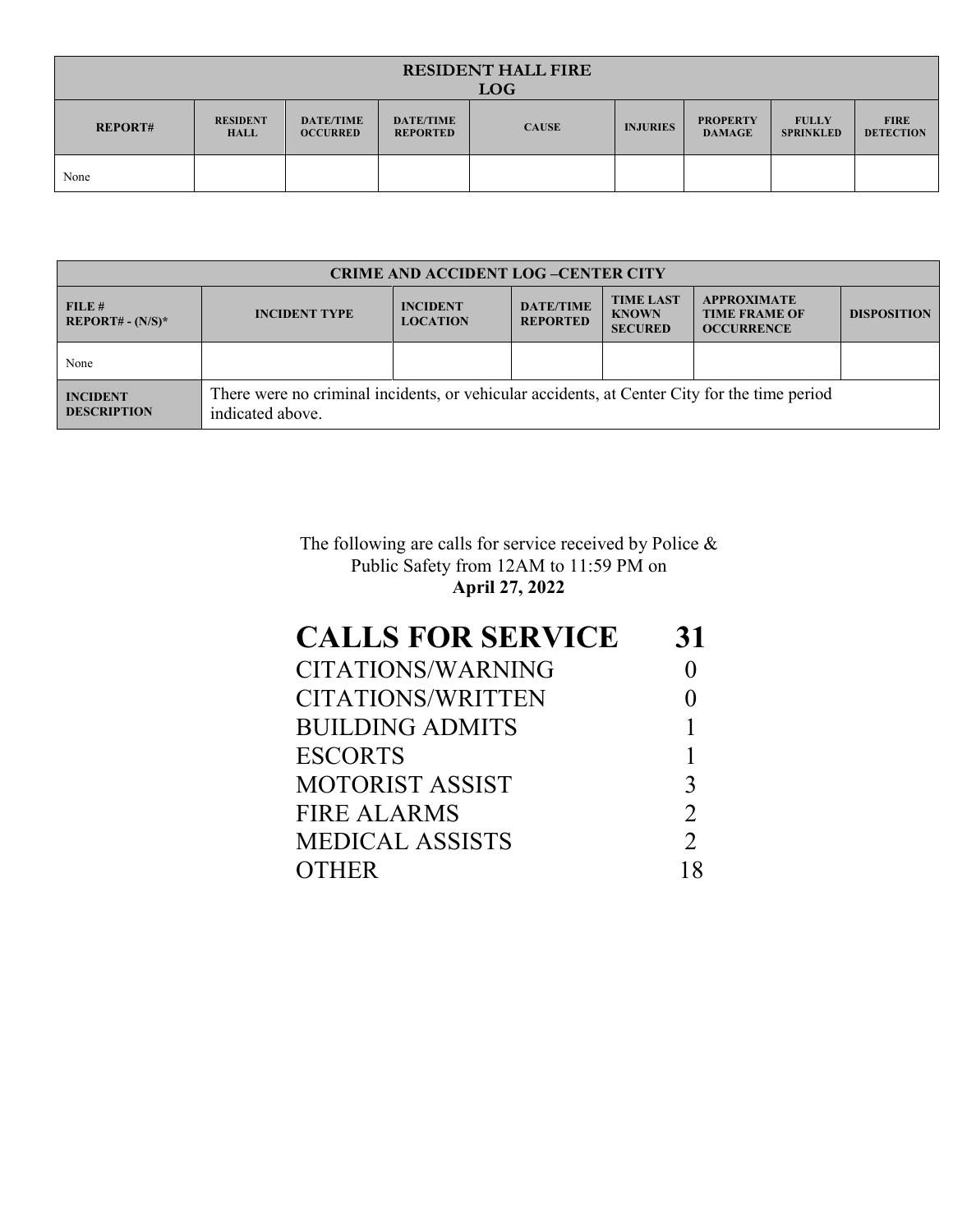| RESIDENT HALL FIRE LOG | | | | | | | | |
|---|---|---|---|---|---|---|---|---|
| **REPORT#** | **RESIDENT HALL** | **DATE/TIME OCCURRED** | **DATE/TIME REPORTED** | **CAUSE** | **INJURIES** | **PROPERTY DAMAGE** | **FULLY SPRINKLED** | **FIRE DETECTION** |
| None | | | | | | | | |

| CRIME AND ACCIDENT LOG –CENTER CITY | | | | | | |
|---|---|---|---|---|---|---|
| **FILE # REPORT# - (N/S)*** | **INCIDENT TYPE** | **INCIDENT LOCATION** | **DATE/TIME REPORTED** | **TIME LAST KNOWN SECURED** | **APPROXIMATE TIME FRAME OF OCCURRENCE** | **DISPOSITION** |
| None | | | | | | |
| **INCIDENT DESCRIPTION** | There were no criminal incidents, or vehicular accidents, at Center City for the time period indicated above. | | | | | |

The following are calls for service received by Police & Public Safety from 12AM to 11:59 PM on
**April 27, 2022**

| | |
|---|---|
| **CALLS FOR SERVICE** | **31** |
| CITATIONS/WARNING | 0 |
| CITATIONS/WRITTEN | 0 |
| BUILDING ADMITS | 1 |
| ESCORTS | 1 |
| MOTORIST ASSIST | 3 |
| FIRE ALARMS | 2 |
| MEDICAL ASSISTS | 2 |
| OTHER | 18 |